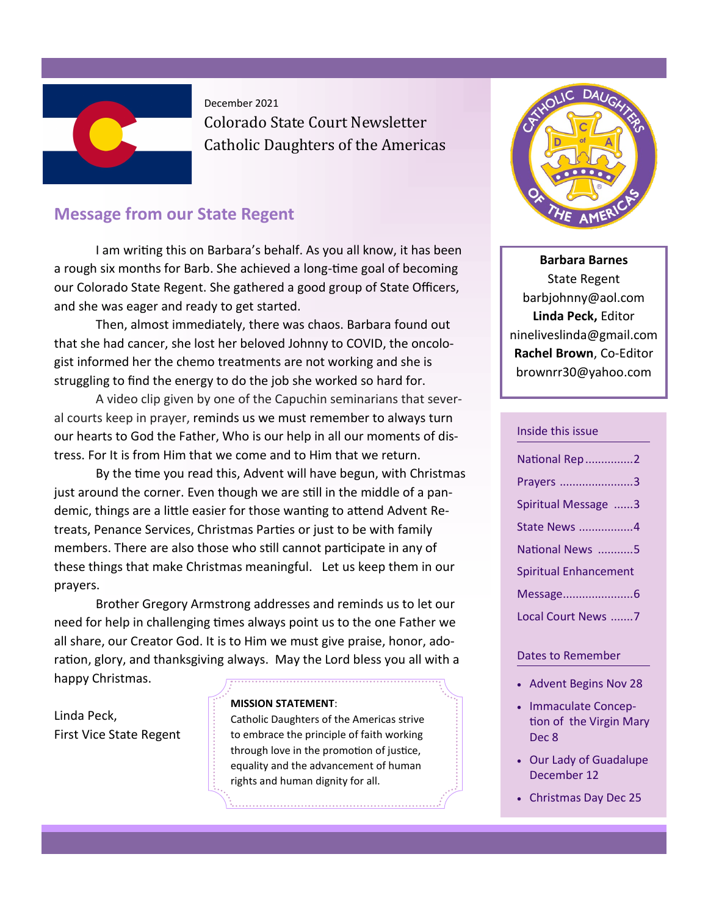December 2021

Colorado State Court Newsletter

Catholic Daughters of the Americas

## Message from our State Regent

I am writing this on Barbara's behalf. As you all know, it has been a rough six months for Barb. She achieved a long-time goal of becoming our Colorado State Regent. She gathered a good group of State Officers, and she was eager and ready to get started.

Then, almost immediately, there was chaos. Barbara found out that she had cancer, she lost her beloved Johnny to COVID, the oncologist informed her the chemo treatments are not working and she is struggling to find the energy to do the job she worked so hard for.

A video clip given by one of the Capuchin seminarians that several courts keep in prayer, reminds us we must remember to always turn our hearts to God the Father, Who is our help in all our moments of distress. For It is from Him that we come and to Him that we return.

By the time you read this, Advent will have begun, with Christmas just around the corner. Even though we are still in the middle of a pandemic, things are a little easier for those wanting to attend Advent Retreats, Penance Services, Christmas Parties or just to be with family members. There are also those who still cannot participate in any of these things that make Christmas meaningful. Let us keep them in our prayers.

Brother Gregory Armstrong addresses and reminds us to let our need for help in challenging times always point us to the one Father we all share, our Creator God. It is to Him we must give praise, honor, adoration, glory, and thanksgiving always. May the Lord bless you all with a happy Christmas.

Linda Peck,
First Vice State Regent

**MISSION STATEMENT**:
Catholic Daughters of the Americas strive to embrace the principle of faith working through love in the promotion of justice, equality and the advancement of human rights and human dignity for all.

**Barbara Barnes**
State Regent
barbjohnny@aol.com
**Linda Peck,** Editor
nineliveslinda@gmail.com
**Rachel Brown**, Co-Editor
brownrr30@yahoo.com

### Inside this issue

- National Rep ...............2
- Prayers .......................3
- Spiritual Message ......3
- State News .................4
- National News ...........5
- Spiritual Enhancement Message......................6
- Local Court News .......7

### Dates to Remember

- Advent Begins Nov 28
- Immaculate Conception of the Virgin Mary Dec 8
- Our Lady of Guadalupe December 12
- Christmas Day Dec 25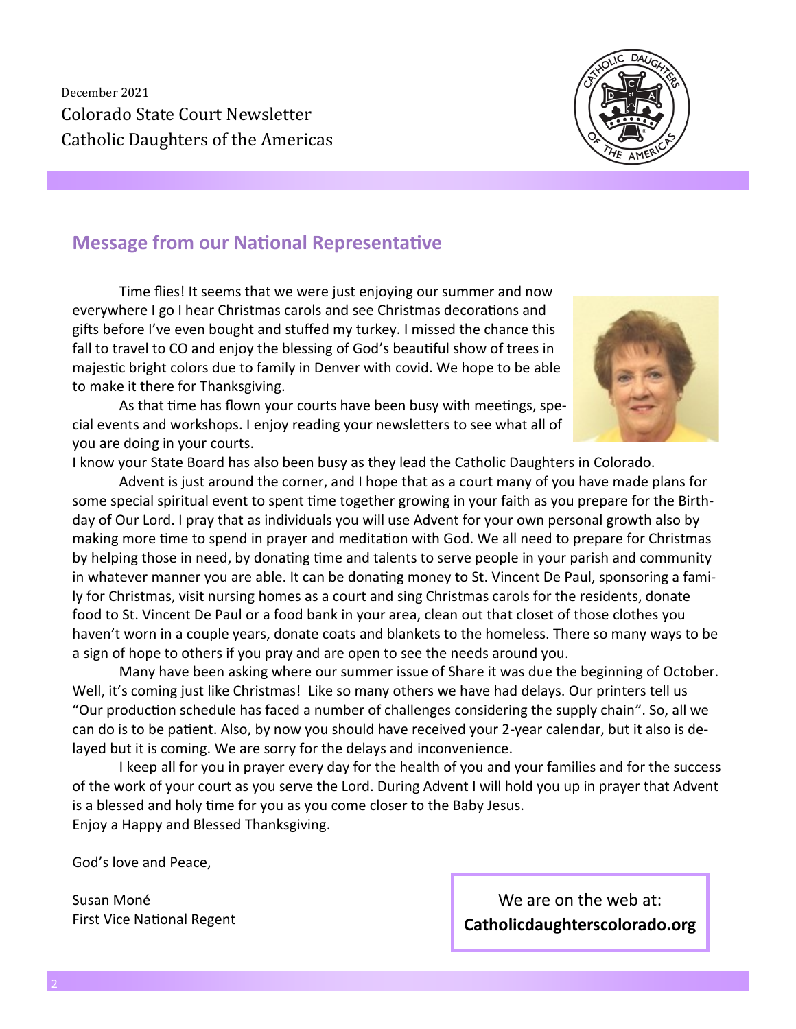December 2021

Colorado State Court Newsletter

Catholic Daughters of the Americas

## Message from our National Representative

Time flies! It seems that we were just enjoying our summer and now everywhere I go I hear Christmas carols and see Christmas decorations and gifts before I've even bought and stuffed my turkey. I missed the chance this fall to travel to CO and enjoy the blessing of God's beautiful show of trees in majestic bright colors due to family in Denver with covid. We hope to be able to make it there for Thanksgiving.

As that time has flown your courts have been busy with meetings, special events and workshops. I enjoy reading your newsletters to see what all of you are doing in your courts.

I know your State Board has also been busy as they lead the Catholic Daughters in Colorado.

Advent is just around the corner, and I hope that as a court many of you have made plans for some special spiritual event to spent time together growing in your faith as you prepare for the Birthday of Our Lord. I pray that as individuals you will use Advent for your own personal growth also by making more time to spend in prayer and meditation with God. We all need to prepare for Christmas by helping those in need, by donating time and talents to serve people in your parish and community in whatever manner you are able. It can be donating money to St. Vincent De Paul, sponsoring a family for Christmas, visit nursing homes as a court and sing Christmas carols for the residents, donate food to St. Vincent De Paul or a food bank in your area, clean out that closet of those clothes you haven't worn in a couple years, donate coats and blankets to the homeless. There so many ways to be a sign of hope to others if you pray and are open to see the needs around you.

Many have been asking where our summer issue of Share it was due the beginning of October. Well, it's coming just like Christmas! Like so many others we have had delays. Our printers tell us "Our production schedule has faced a number of challenges considering the supply chain". So, all we can do is to be patient. Also, by now you should have received your 2-year calendar, but it also is delayed but it is coming. We are sorry for the delays and inconvenience.

I keep all for you in prayer every day for the health of you and your families and for the success of the work of your court as you serve the Lord. During Advent I will hold you up in prayer that Advent is a blessed and holy time for you as you come closer to the Baby Jesus.

Enjoy a Happy and Blessed Thanksgiving.

God's love and Peace,

Susan Moné
First Vice National Regent

We are on the web at:
**Catholicdaughterscolorado.org**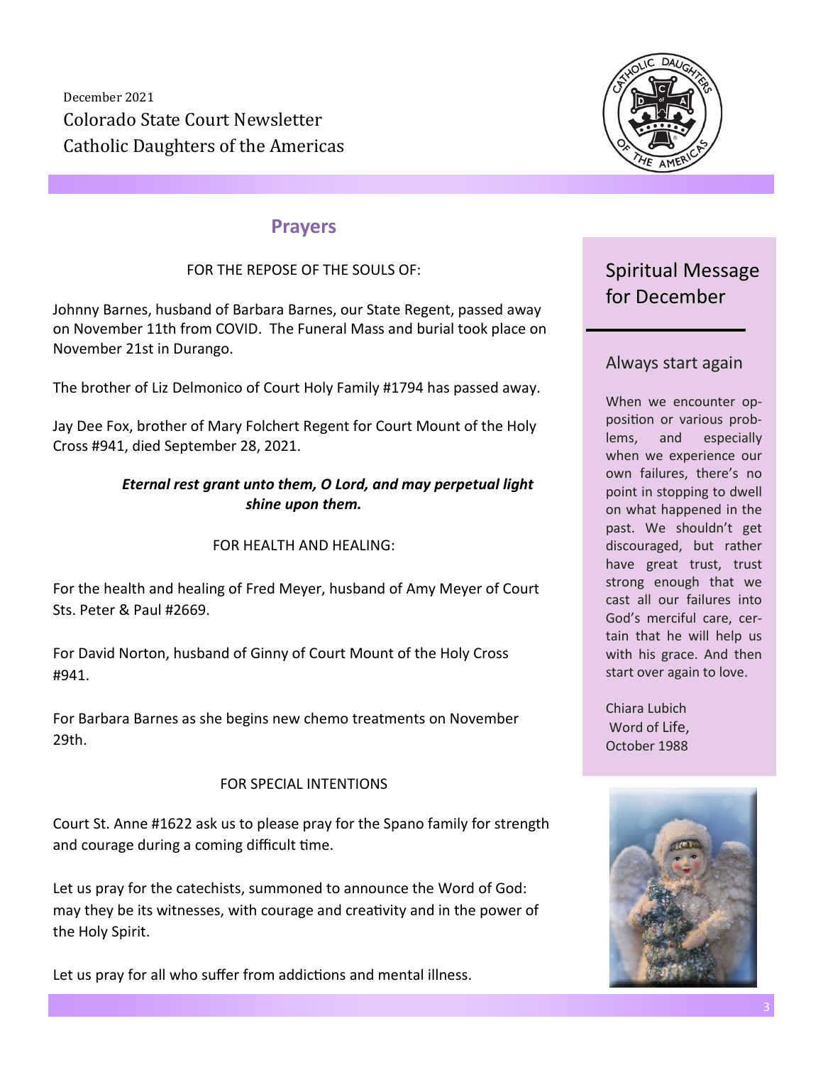December 2021

Colorado State Court Newsletter

Catholic Daughters of the Americas

## Prayers

FOR THE REPOSE OF THE SOULS OF:

Johnny Barnes, husband of Barbara Barnes, our State Regent, passed away on November 11th from COVID. The Funeral Mass and burial took place on November 21st in Durango.

The brother of Liz Delmonico of Court Holy Family #1794 has passed away.

Jay Dee Fox, brother of Mary Folchert Regent for Court Mount of the Holy Cross #941, died September 28, 2021.

***Eternal rest grant unto them, O Lord, and may perpetual light shine upon them.***

FOR HEALTH AND HEALING:

For the health and healing of Fred Meyer, husband of Amy Meyer of Court Sts. Peter & Paul #2669.

For David Norton, husband of Ginny of Court Mount of the Holy Cross #941.

For Barbara Barnes as she begins new chemo treatments on November 29th.

FOR SPECIAL INTENTIONS

Court St. Anne #1622 ask us to please pray for the Spano family for strength and courage during a coming difficult time.

Let us pray for the catechists, summoned to announce the Word of God: may they be its witnesses, with courage and creativity and in the power of the Holy Spirit.

Let us pray for all who suffer from addictions and mental illness.

## Spiritual Message for December

### Always start again

When we encounter opposition or various problems, and especially when we experience our own failures, there's no point in stopping to dwell on what happened in the past. We shouldn't get discouraged, but rather have great trust, trust strong enough that we cast all our failures into God's merciful care, certain that he will help us with his grace. And then start over again to love.

Chiara Lubich
Word of Life,
October 1988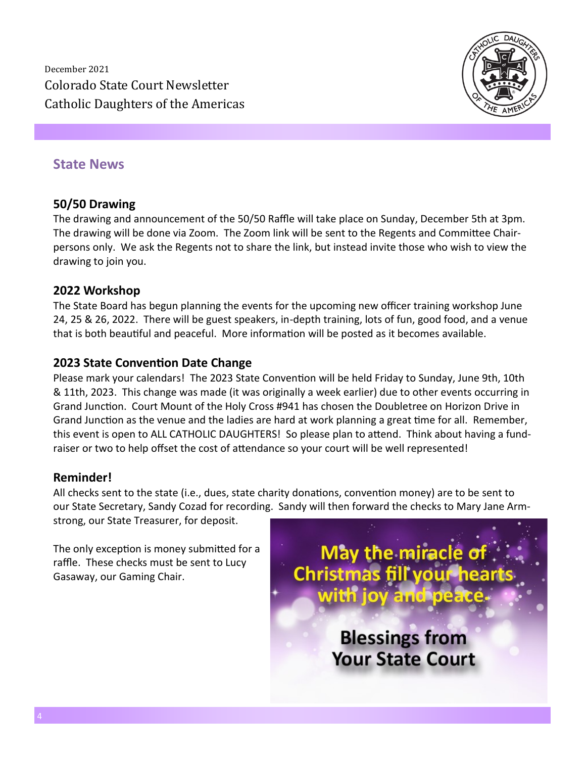December 2021

Colorado State Court Newsletter

Catholic Daughters of the Americas

## State News

### 50/50 Drawing

The drawing and announcement of the 50/50 Raffle will take place on Sunday, December 5th at 3pm. The drawing will be done via Zoom. The Zoom link will be sent to the Regents and Committee Chairpersons only. We ask the Regents not to share the link, but instead invite those who wish to view the drawing to join you.

### 2022 Workshop

The State Board has begun planning the events for the upcoming new officer training workshop June 24, 25 & 26, 2022. There will be guest speakers, in-depth training, lots of fun, good food, and a venue that is both beautiful and peaceful. More information will be posted as it becomes available.

### 2023 State Convention Date Change

Please mark your calendars! The 2023 State Convention will be held Friday to Sunday, June 9th, 10th & 11th, 2023. This change was made (it was originally a week earlier) due to other events occurring in Grand Junction. Court Mount of the Holy Cross #941 has chosen the Doubletree on Horizon Drive in Grand Junction as the venue and the ladies are hard at work planning a great time for all. Remember, this event is open to ALL CATHOLIC DAUGHTERS! So please plan to attend. Think about having a fundraiser or two to help offset the cost of attendance so your court will be well represented!

### Reminder!

All checks sent to the state (i.e., dues, state charity donations, convention money) are to be sent to our State Secretary, Sandy Cozad for recording. Sandy will then forward the checks to Mary Jane Armstrong, our State Treasurer, for deposit.

The only exception is money submitted for a raffle. These checks must be sent to Lucy Gasaway, our Gaming Chair.

May the miracle of Christmas fill your hearts with joy and peace.

**Blessings from Your State Court**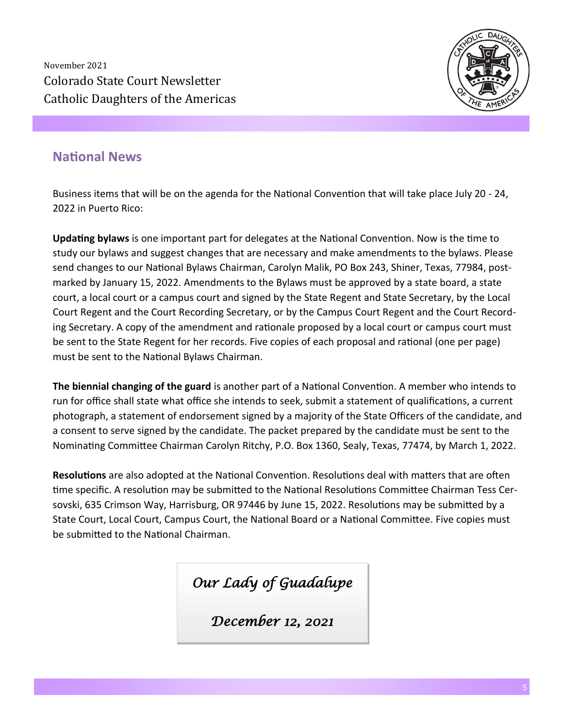November 2021

Colorado State Court Newsletter

Catholic Daughters of the Americas

## National News

Business items that will be on the agenda for the National Convention that will take place July 20 - 24, 2022 in Puerto Rico:

**Updating bylaws** is one important part for delegates at the National Convention. Now is the time to study our bylaws and suggest changes that are necessary and make amendments to the bylaws. Please send changes to our National Bylaws Chairman, Carolyn Malik, PO Box 243, Shiner, Texas, 77984, post-marked by January 15, 2022. Amendments to the Bylaws must be approved by a state board, a state court, a local court or a campus court and signed by the State Regent and State Secretary, by the Local Court Regent and the Court Recording Secretary, or by the Campus Court Regent and the Court Recording Secretary. A copy of the amendment and rationale proposed by a local court or campus court must be sent to the State Regent for her records. Five copies of each proposal and rational (one per page) must be sent to the National Bylaws Chairman.

**The biennial changing of the guard** is another part of a National Convention. A member who intends to run for office shall state what office she intends to seek, submit a statement of qualifications, a current photograph, a statement of endorsement signed by a majority of the State Officers of the candidate, and a consent to serve signed by the candidate. The packet prepared by the candidate must be sent to the Nominating Committee Chairman Carolyn Ritchy, P.O. Box 1360, Sealy, Texas, 77474, by March 1, 2022.

**Resolutions** are also adopted at the National Convention. Resolutions deal with matters that are often time specific. A resolution may be submitted to the National Resolutions Committee Chairman Tess Cersovski, 635 Crimson Way, Harrisburg, OR 97446 by June 15, 2022. Resolutions may be submitted by a State Court, Local Court, Campus Court, the National Board or a National Committee. Five copies must be submitted to the National Chairman.

*Our Lady of Guadalupe*

*December 12, 2021*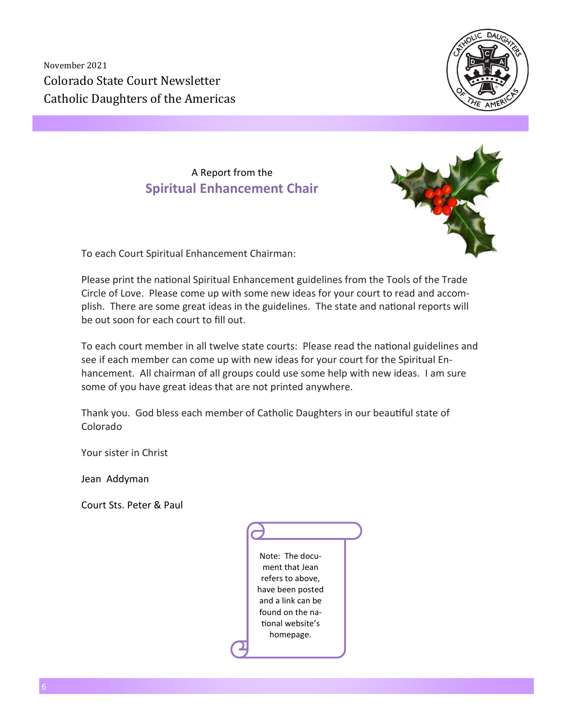November 2021

Colorado State Court Newsletter

Catholic Daughters of the Americas

A Report from the

## Spiritual Enhancement Chair

To each Court Spiritual Enhancement Chairman:

Please print the national Spiritual Enhancement guidelines from the Tools of the Trade Circle of Love. Please come up with some new ideas for your court to read and accomplish. There are some great ideas in the guidelines. The state and national reports will be out soon for each court to fill out.

To each court member in all twelve state courts: Please read the national guidelines and see if each member can come up with new ideas for your court for the Spiritual Enhancement. All chairman of all groups could use some help with new ideas. I am sure some of you have great ideas that are not printed anywhere.

Thank you. God bless each member of Catholic Daughters in our beautiful state of Colorado

Your sister in Christ

Jean Addyman

Court Sts. Peter & Paul

Note: The document that Jean refers to above, have been posted and a link can be found on the national website's homepage.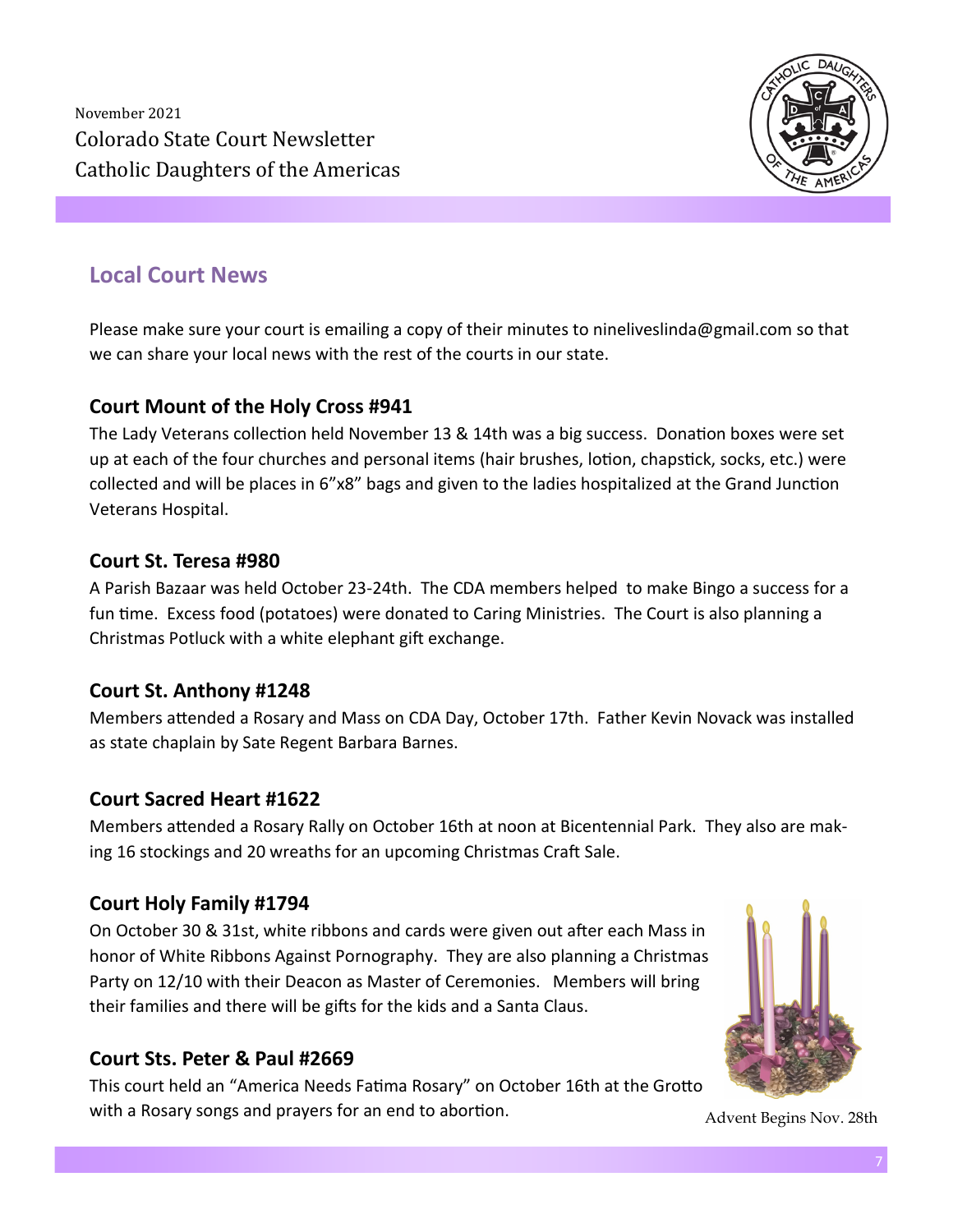November 2021

Colorado State Court Newsletter

Catholic Daughters of the Americas

## Local Court News

Please make sure your court is emailing a copy of their minutes to nineliveslinda@gmail.com so that we can share your local news with the rest of the courts in our state.

### Court Mount of the Holy Cross #941

The Lady Veterans collection held November 13 & 14th was a big success. Donation boxes were set up at each of the four churches and personal items (hair brushes, lotion, chapstick, socks, etc.) were collected and will be places in 6"x8" bags and given to the ladies hospitalized at the Grand Junction Veterans Hospital.

### Court St. Teresa #980

A Parish Bazaar was held October 23-24th. The CDA members helped to make Bingo a success for a fun time. Excess food (potatoes) were donated to Caring Ministries. The Court is also planning a Christmas Potluck with a white elephant gift exchange.

### Court St. Anthony #1248

Members attended a Rosary and Mass on CDA Day, October 17th. Father Kevin Novack was installed as state chaplain by Sate Regent Barbara Barnes.

### Court Sacred Heart #1622

Members attended a Rosary Rally on October 16th at noon at Bicentennial Park. They also are making 16 stockings and 20 wreaths for an upcoming Christmas Craft Sale.

### Court Holy Family #1794

On October 30 & 31st, white ribbons and cards were given out after each Mass in honor of White Ribbons Against Pornography. They are also planning a Christmas Party on 12/10 with their Deacon as Master of Ceremonies. Members will bring their families and there will be gifts for the kids and a Santa Claus.

### Court Sts. Peter & Paul #2669

This court held an "America Needs Fatima Rosary" on October 16th at the Grotto with a Rosary songs and prayers for an end to abortion.

Advent Begins Nov. 28th